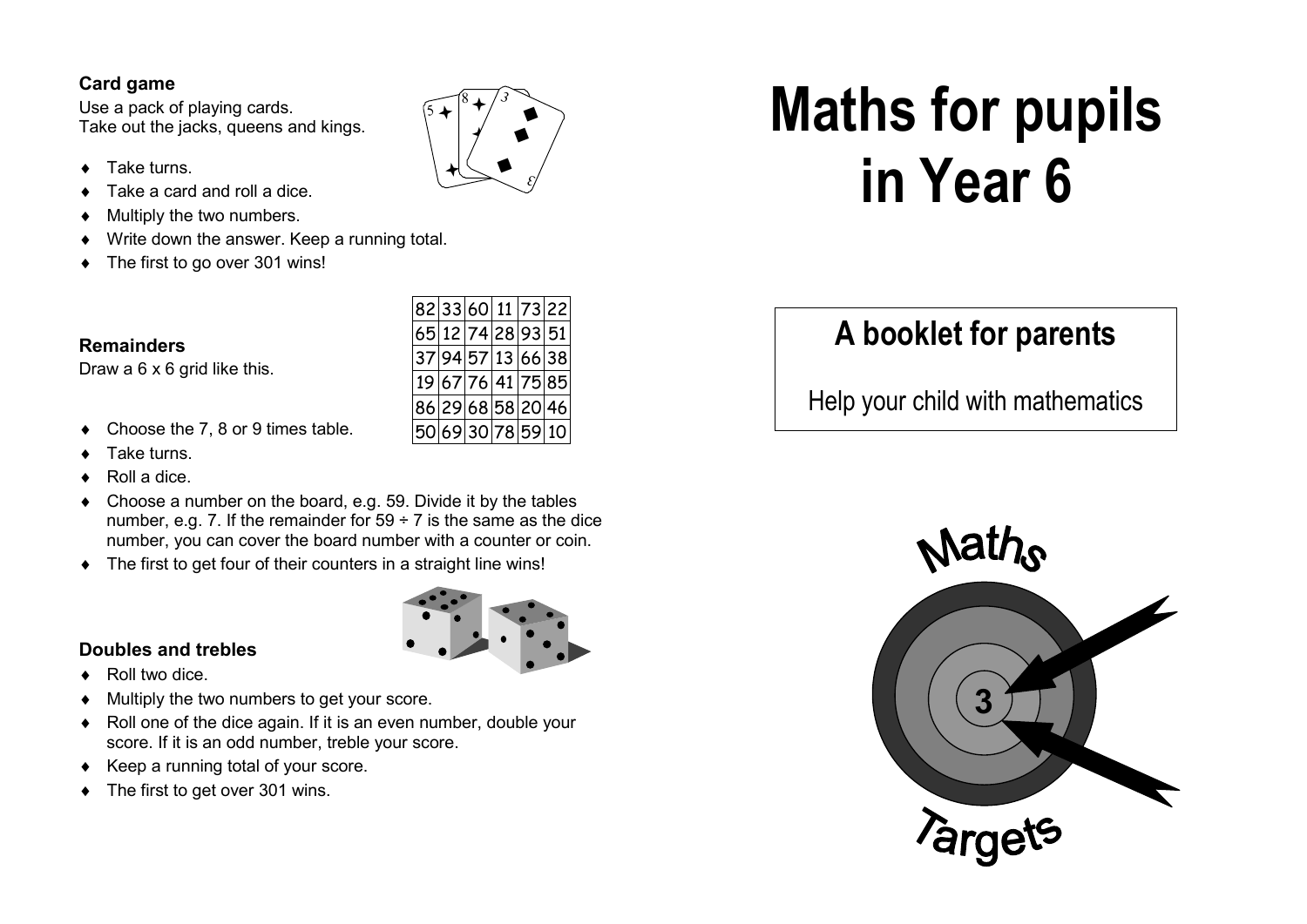### Card game

Use a pack of playing cards.
Take out the jacks, queens and kings.

- Take turns.
- Take a card and roll a dice.
- Multiply the two numbers.
- Write down the answer. Keep a running total.
- The first to go over 301 wins!

### Remainders

Draw a 6 x 6 grid like this.

| 82 | 33 | 60 | 11 | 73 | 22 |
|---|---|---|---|---|---|
| 65 | 12 | 74 | 28 | 93 | 51 |
| 37 | 94 | 57 | 13 | 66 | 38 |
| 19 | 67 | 76 | 41 | 75 | 85 |
| 86 | 29 | 68 | 58 | 20 | 46 |
| 50 | 69 | 30 | 78 | 59 | 10 |

- Choose the 7, 8 or 9 times table.
- Take turns.
- Roll a dice.
- Choose a number on the board, e.g. 59. Divide it by the tables number, e.g. 7. If the remainder for 59 ÷ 7 is the same as the dice number, you can cover the board number with a counter or coin.
- The first to get four of their counters in a straight line wins!

### Doubles and trebles

- Roll two dice.
- Multiply the two numbers to get your score.
- Roll one of the dice again. If it is an even number, double your score. If it is an odd number, treble your score.
- Keep a running total of your score.
- The first to get over 301 wins.

# Maths for pupils in Year 6

## A booklet for parents

Help your child with mathematics

Maths Targets 3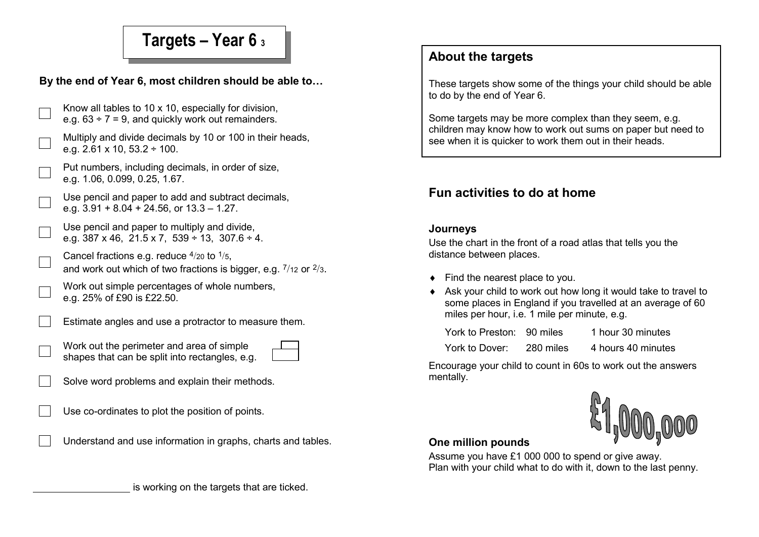# Targets – Year 6 3

**By the end of Year 6, most children should be able to…**

- ☐ Know all tables to 10 x 10, especially for division, e.g. 63 ÷ 7 = 9, and quickly work out remainders.
- ☐ Multiply and divide decimals by 10 or 100 in their heads, e.g. 2.61 x 10, 53.2 ÷ 100.
- ☐ Put numbers, including decimals, in order of size, e.g. 1.06, 0.099, 0.25, 1.67.
- ☐ Use pencil and paper to add and subtract decimals, e.g. 3.91 + 8.04 + 24.56, or 13.3 – 1.27.
- ☐ Use pencil and paper to multiply and divide, e.g. 387 x 46, 21.5 x 7, 539 ÷ 13, 307.6 ÷ 4.
- ☐ Cancel fractions e.g. reduce $4/20$ to $1/5$, and work out which of two fractions is bigger, e.g. $7/12$ or $2/3$.
- ☐ Work out simple percentages of whole numbers, e.g. 25% of £90 is £22.50.
- ☐ Estimate angles and use a protractor to measure them.
- ☐ Work out the perimeter and area of simple shapes that can be split into rectangles, e.g.
- ☐ Solve word problems and explain their methods.
- ☐ Use co-ordinates to plot the position of points.
- ☐ Understand and use information in graphs, charts and tables.

__________________ is working on the targets that are ticked.

## About the targets

These targets show some of the things your child should be able to do by the end of Year 6.

Some targets may be more complex than they seem, e.g. children may know how to work out sums on paper but need to see when it is quicker to work them out in their heads.

## Fun activities to do at home

### Journeys

Use the chart in the front of a road atlas that tells you the distance between places.

- Find the nearest place to you.
- Ask your child to work out how long it would take to travel to some places in England if you travelled at an average of 60 miles per hour, i.e. 1 mile per minute, e.g.

| | | |
|---|---|---|
| York to Preston: | 90 miles | 1 hour 30 minutes |
| York to Dover: | 280 miles | 4 hours 40 minutes |

Encourage your child to count in 60s to work out the answers mentally.

£1,000,000

### One million pounds

Assume you have £1 000 000 to spend or give away.
Plan with your child what to do with it, down to the last penny.